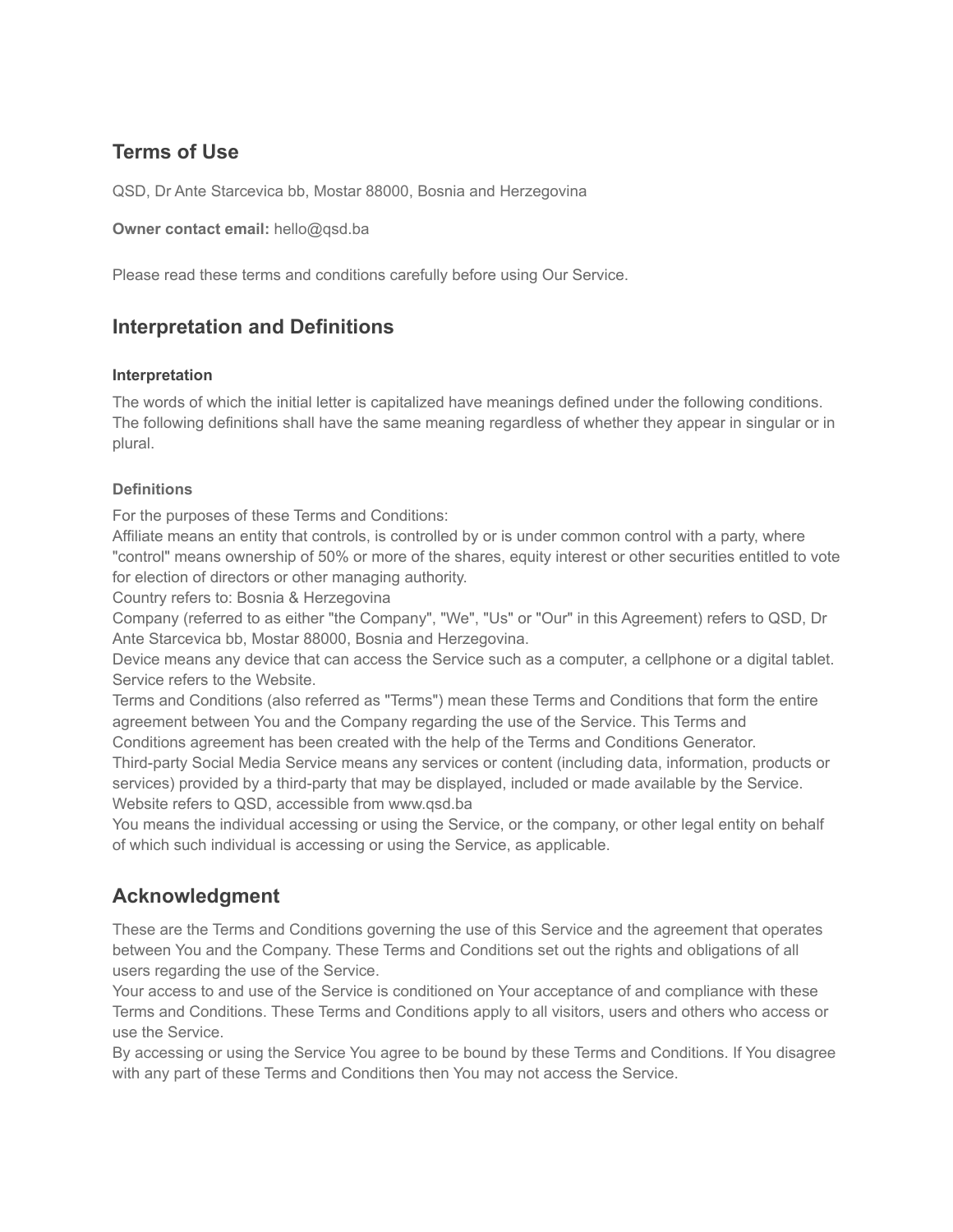## Terms of Use

QSD, Dr Ante Starcevica bb, Mostar 88000, Bosnia and Herzegovina

**Owner contact email:** hello@qsd.ba

Please read these terms and conditions carefully before using Our Service.

## Interpretation and Definitions

#### Interpretation

The words of which the initial letter is capitalized have meanings defined under the following conditions. The following definitions shall have the same meaning regardless of whether they appear in singular or in plural.

#### Definitions

For the purposes of these Terms and Conditions:
Affiliate means an entity that controls, is controlled by or is under common control with a party, where "control" means ownership of 50% or more of the shares, equity interest or other securities entitled to vote for election of directors or other managing authority.
Country refers to: Bosnia & Herzegovina
Company (referred to as either "the Company", "We", "Us" or "Our" in this Agreement) refers to QSD, Dr Ante Starcevica bb, Mostar 88000, Bosnia and Herzegovina.
Device means any device that can access the Service such as a computer, a cellphone or a digital tablet.
Service refers to the Website.
Terms and Conditions (also referred as "Terms") mean these Terms and Conditions that form the entire agreement between You and the Company regarding the use of the Service. This Terms and Conditions agreement has been created with the help of the Terms and Conditions Generator.
Third-party Social Media Service means any services or content (including data, information, products or services) provided by a third-party that may be displayed, included or made available by the Service.
Website refers to QSD, accessible from www.qsd.ba
You means the individual accessing or using the Service, or the company, or other legal entity on behalf of which such individual is accessing or using the Service, as applicable.

## Acknowledgment

These are the Terms and Conditions governing the use of this Service and the agreement that operates between You and the Company. These Terms and Conditions set out the rights and obligations of all users regarding the use of the Service.
Your access to and use of the Service is conditioned on Your acceptance of and compliance with these Terms and Conditions. These Terms and Conditions apply to all visitors, users and others who access or use the Service.
By accessing or using the Service You agree to be bound by these Terms and Conditions. If You disagree with any part of these Terms and Conditions then You may not access the Service.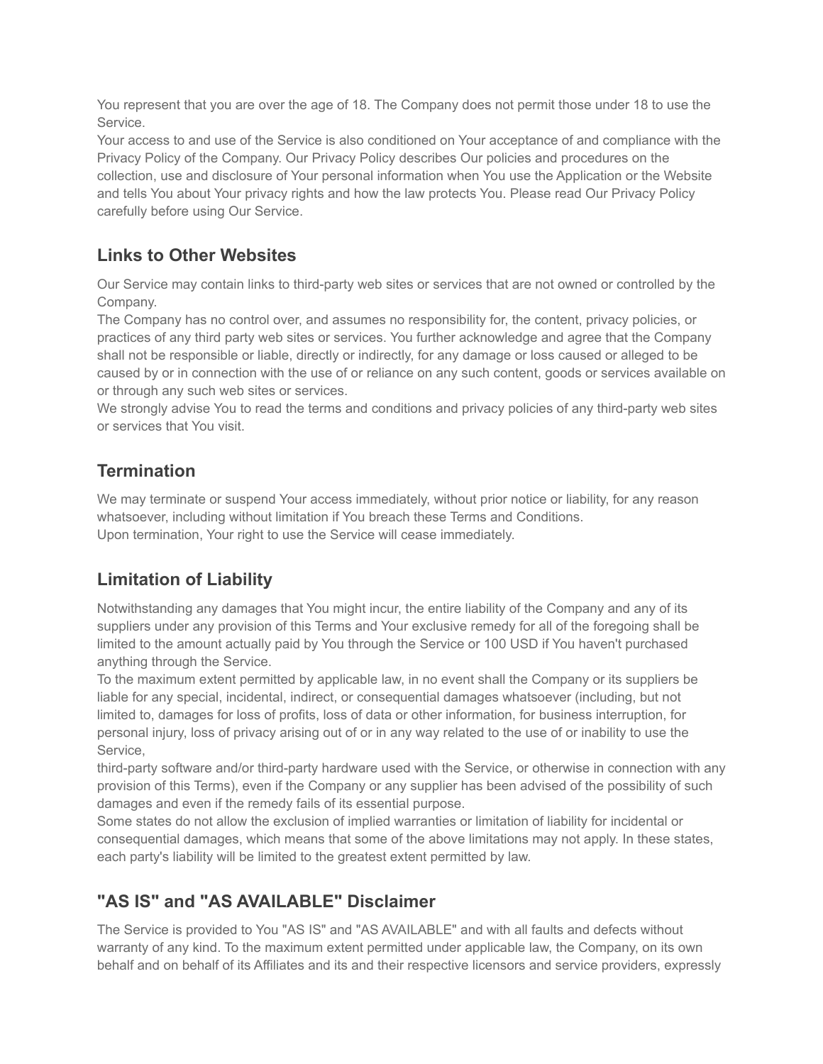You represent that you are over the age of 18. The Company does not permit those under 18 to use the Service.
Your access to and use of the Service is also conditioned on Your acceptance of and compliance with the Privacy Policy of the Company. Our Privacy Policy describes Our policies and procedures on the collection, use and disclosure of Your personal information when You use the Application or the Website and tells You about Your privacy rights and how the law protects You. Please read Our Privacy Policy carefully before using Our Service.

## Links to Other Websites

Our Service may contain links to third-party web sites or services that are not owned or controlled by the Company.
The Company has no control over, and assumes no responsibility for, the content, privacy policies, or practices of any third party web sites or services. You further acknowledge and agree that the Company shall not be responsible or liable, directly or indirectly, for any damage or loss caused or alleged to be caused by or in connection with the use of or reliance on any such content, goods or services available on or through any such web sites or services.
We strongly advise You to read the terms and conditions and privacy policies of any third-party web sites or services that You visit.

## Termination

We may terminate or suspend Your access immediately, without prior notice or liability, for any reason whatsoever, including without limitation if You breach these Terms and Conditions.
Upon termination, Your right to use the Service will cease immediately.

## Limitation of Liability

Notwithstanding any damages that You might incur, the entire liability of the Company and any of its suppliers under any provision of this Terms and Your exclusive remedy for all of the foregoing shall be limited to the amount actually paid by You through the Service or 100 USD if You haven't purchased anything through the Service.
To the maximum extent permitted by applicable law, in no event shall the Company or its suppliers be liable for any special, incidental, indirect, or consequential damages whatsoever (including, but not limited to, damages for loss of profits, loss of data or other information, for business interruption, for personal injury, loss of privacy arising out of or in any way related to the use of or inability to use the Service,
third-party software and/or third-party hardware used with the Service, or otherwise in connection with any provision of this Terms), even if the Company or any supplier has been advised of the possibility of such damages and even if the remedy fails of its essential purpose.
Some states do not allow the exclusion of implied warranties or limitation of liability for incidental or consequential damages, which means that some of the above limitations may not apply. In these states, each party's liability will be limited to the greatest extent permitted by law.

## "AS IS" and "AS AVAILABLE" Disclaimer

The Service is provided to You "AS IS" and "AS AVAILABLE" and with all faults and defects without warranty of any kind. To the maximum extent permitted under applicable law, the Company, on its own behalf and on behalf of its Affiliates and its and their respective licensors and service providers, expressly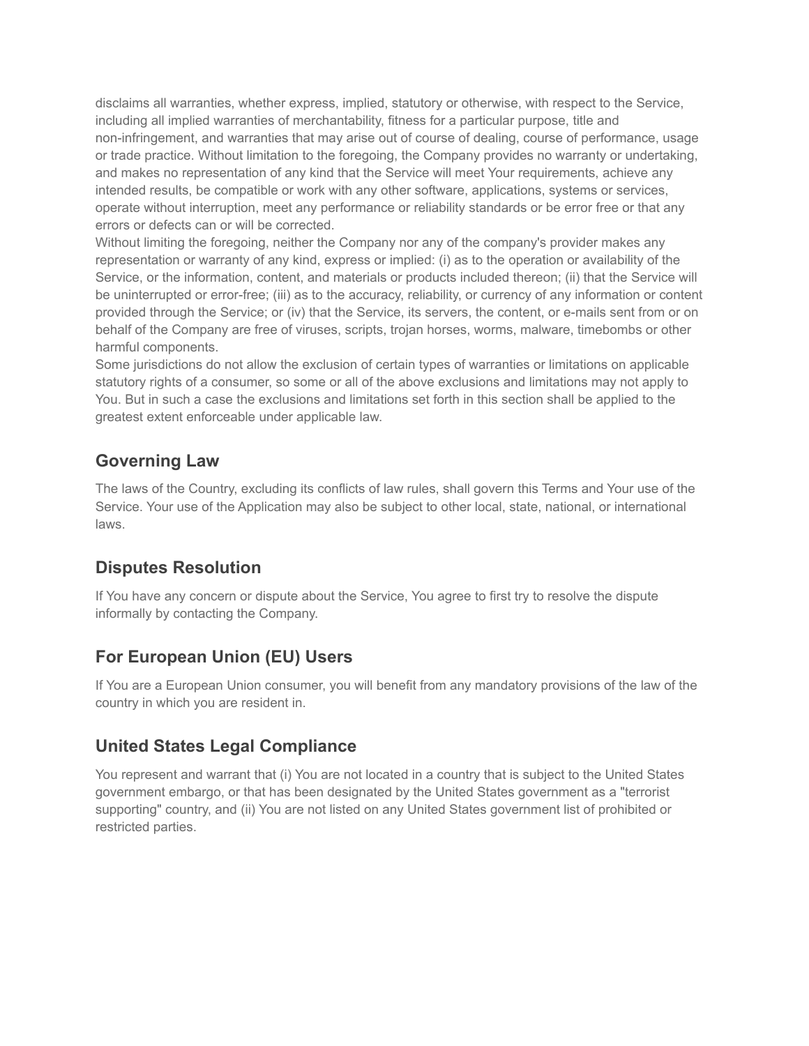disclaims all warranties, whether express, implied, statutory or otherwise, with respect to the Service, including all implied warranties of merchantability, fitness for a particular purpose, title and non-infringement, and warranties that may arise out of course of dealing, course of performance, usage or trade practice. Without limitation to the foregoing, the Company provides no warranty or undertaking, and makes no representation of any kind that the Service will meet Your requirements, achieve any intended results, be compatible or work with any other software, applications, systems or services, operate without interruption, meet any performance or reliability standards or be error free or that any errors or defects can or will be corrected.

Without limiting the foregoing, neither the Company nor any of the company's provider makes any representation or warranty of any kind, express or implied: (i) as to the operation or availability of the Service, or the information, content, and materials or products included thereon; (ii) that the Service will be uninterrupted or error-free; (iii) as to the accuracy, reliability, or currency of any information or content provided through the Service; or (iv) that the Service, its servers, the content, or e-mails sent from or on behalf of the Company are free of viruses, scripts, trojan horses, worms, malware, timebombs or other harmful components.

Some jurisdictions do not allow the exclusion of certain types of warranties or limitations on applicable statutory rights of a consumer, so some or all of the above exclusions and limitations may not apply to You. But in such a case the exclusions and limitations set forth in this section shall be applied to the greatest extent enforceable under applicable law.

## Governing Law

The laws of the Country, excluding its conflicts of law rules, shall govern this Terms and Your use of the Service. Your use of the Application may also be subject to other local, state, national, or international laws.

## Disputes Resolution

If You have any concern or dispute about the Service, You agree to first try to resolve the dispute informally by contacting the Company.

## For European Union (EU) Users

If You are a European Union consumer, you will benefit from any mandatory provisions of the law of the country in which you are resident in.

## United States Legal Compliance

You represent and warrant that (i) You are not located in a country that is subject to the United States government embargo, or that has been designated by the United States government as a "terrorist supporting" country, and (ii) You are not listed on any United States government list of prohibited or restricted parties.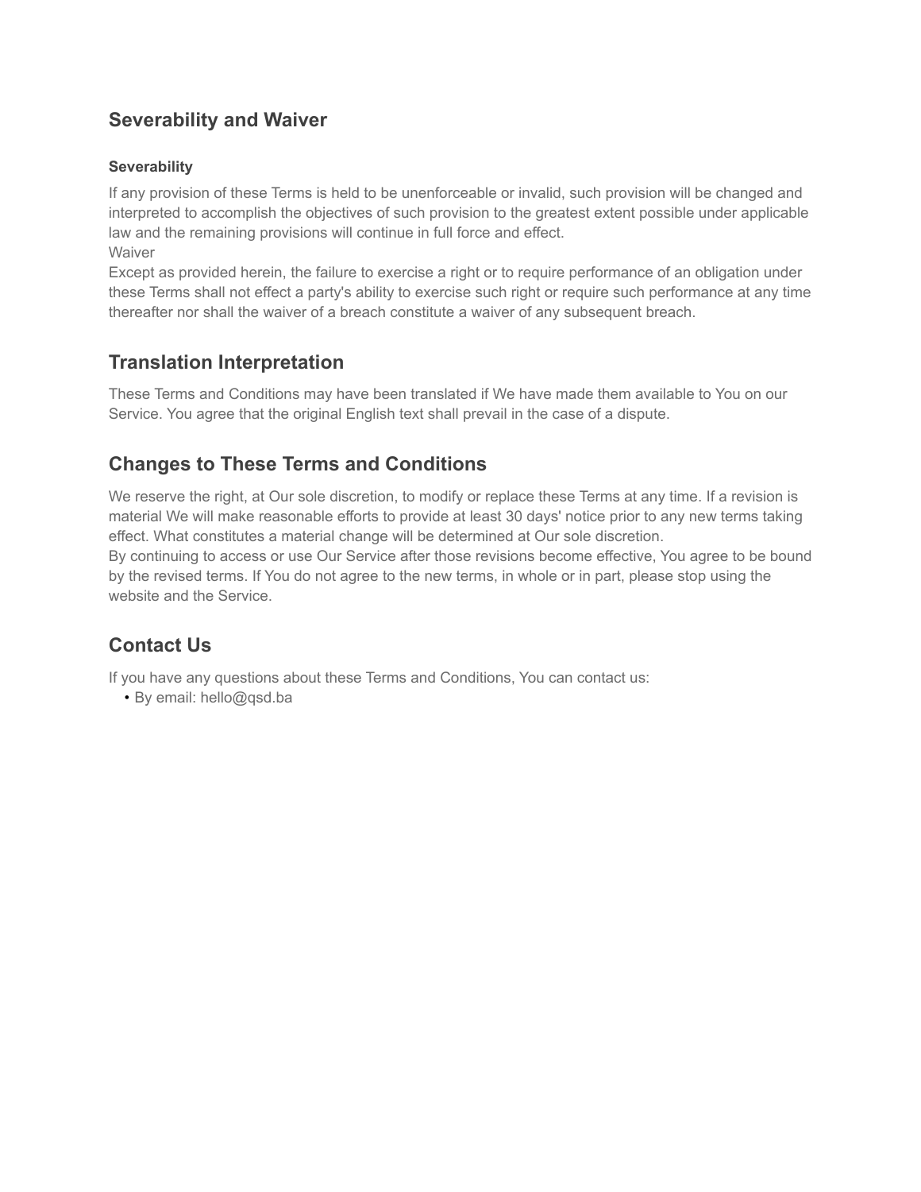## Severability and Waiver

### Severability

If any provision of these Terms is held to be unenforceable or invalid, such provision will be changed and interpreted to accomplish the objectives of such provision to the greatest extent possible under applicable law and the remaining provisions will continue in full force and effect.

Waiver

Except as provided herein, the failure to exercise a right or to require performance of an obligation under these Terms shall not effect a party's ability to exercise such right or require such performance at any time thereafter nor shall the waiver of a breach constitute a waiver of any subsequent breach.

## Translation Interpretation

These Terms and Conditions may have been translated if We have made them available to You on our Service. You agree that the original English text shall prevail in the case of a dispute.

## Changes to These Terms and Conditions

We reserve the right, at Our sole discretion, to modify or replace these Terms at any time. If a revision is material We will make reasonable efforts to provide at least 30 days' notice prior to any new terms taking effect. What constitutes a material change will be determined at Our sole discretion.

By continuing to access or use Our Service after those revisions become effective, You agree to be bound by the revised terms. If You do not agree to the new terms, in whole or in part, please stop using the website and the Service.

## Contact Us

If you have any questions about these Terms and Conditions, You can contact us:

- By email: hello@qsd.ba